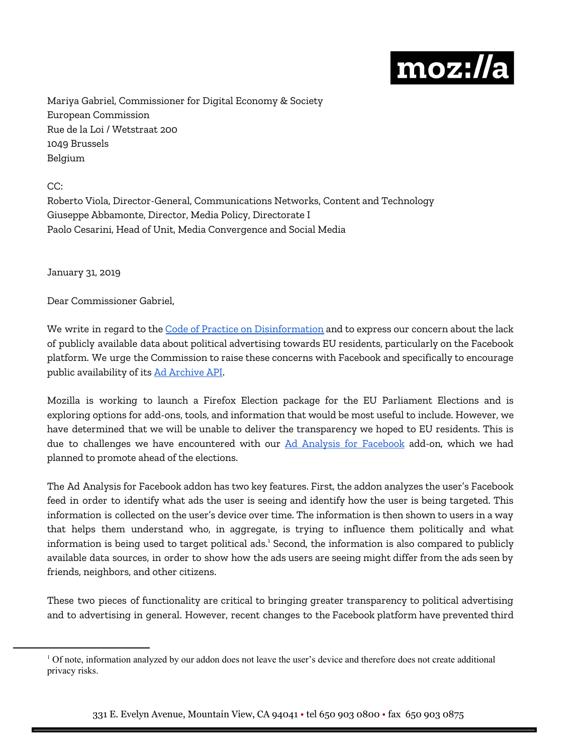moz://a

Mariya Gabriel, Commissioner for Digital Economy & Society
European Commission
Rue de la Loi / Wetstraat 200
1049 Brussels
Belgium

CC:
Roberto Viola, Director-General, Communications Networks, Content and Technology
Giuseppe Abbamonte, Director, Media Policy, Directorate I
Paolo Cesarini, Head of Unit, Media Convergence and Social Media

January 31, 2019

Dear Commissioner Gabriel,

We write in regard to the Code of Practice on Disinformation and to express our concern about the lack of publicly available data about political advertising towards EU residents, particularly on the Facebook platform. We urge the Commission to raise these concerns with Facebook and specifically to encourage public availability of its Ad Archive API.

Mozilla is working to launch a Firefox Election package for the EU Parliament Elections and is exploring options for add-ons, tools, and information that would be most useful to include. However, we have determined that we will be unable to deliver the transparency we hoped to EU residents. This is due to challenges we have encountered with our Ad Analysis for Facebook add-on, which we had planned to promote ahead of the elections.

The Ad Analysis for Facebook addon has two key features. First, the addon analyzes the user's Facebook feed in order to identify what ads the user is seeing and identify how the user is being targeted. This information is collected on the user's device over time. The information is then shown to users in a way that helps them understand who, in aggregate, is trying to influence them politically and what information is being used to target political ads.[1] Second, the information is also compared to publicly available data sources, in order to show how the ads users are seeing might differ from the ads seen by friends, neighbors, and other citizens.

These two pieces of functionality are critical to bringing greater transparency to political advertising and to advertising in general. However, recent changes to the Facebook platform have prevented third

[1] Of note, information analyzed by our addon does not leave the user's device and therefore does not create additional privacy risks.

331 E. Evelyn Avenue, Mountain View, CA 94041 • tel 650 903 0800 • fax 650 903 0875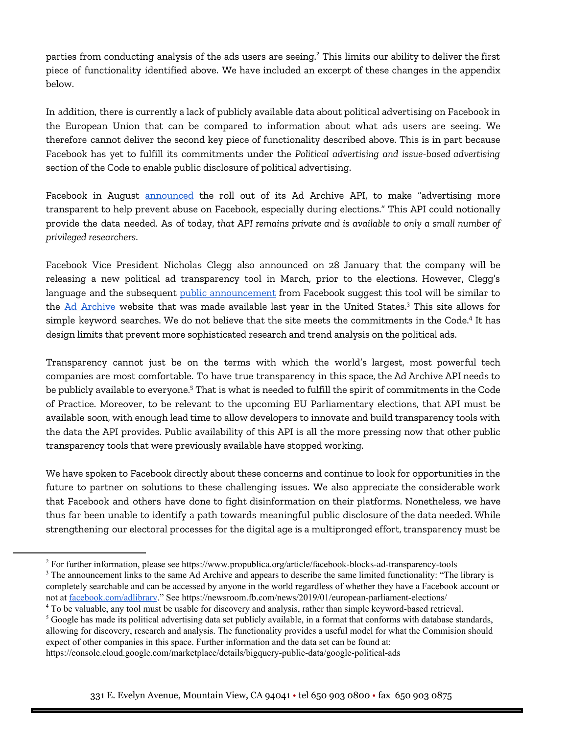parties from conducting analysis of the ads users are seeing.[2] This limits our ability to deliver the first piece of functionality identified above. We have included an excerpt of these changes in the appendix below.

In addition, there is currently a lack of publicly available data about political advertising on Facebook in the European Union that can be compared to information about what ads users are seeing. We therefore cannot deliver the second key piece of functionality described above. This is in part because Facebook has yet to fulfill its commitments under the *Political advertising and issue-based advertising* section of the Code to enable public disclosure of political advertising.

Facebook in August [announced](announced) the roll out of its Ad Archive API, to make "advertising more transparent to help prevent abuse on Facebook, especially during elections." This API could notionally provide the data needed. As of today, *that API remains private and is available to only a small number of privileged researchers.*

Facebook Vice President Nicholas Clegg also announced on 28 January that the company will be releasing a new political ad transparency tool in March, prior to the elections. However, Clegg's language and the subsequent [public announcement](public announcement) from Facebook suggest this tool will be similar to the [Ad Archive](Ad Archive) website that was made available last year in the United States.[3] This site allows for simple keyword searches. We do not believe that the site meets the commitments in the Code.[4] It has design limits that prevent more sophisticated research and trend analysis on the political ads.

Transparency cannot just be on the terms with which the world's largest, most powerful tech companies are most comfortable. To have true transparency in this space, the Ad Archive API needs to be publicly available to everyone.[5] That is what is needed to fulfill the spirit of commitments in the Code of Practice. Moreover, to be relevant to the upcoming EU Parliamentary elections, that API must be available soon, with enough lead time to allow developers to innovate and build transparency tools with the data the API provides. Public availability of this API is all the more pressing now that other public transparency tools that were previously available have stopped working.

We have spoken to Facebook directly about these concerns and continue to look for opportunities in the future to partner on solutions to these challenging issues. We also appreciate the considerable work that Facebook and others have done to fight disinformation on their platforms. Nonetheless, we have thus far been unable to identify a path towards meaningful public disclosure of the data needed. While strengthening our electoral processes for the digital age is a multipronged effort, transparency must be

---

[2] For further information, please see https://www.propublica.org/article/facebook-blocks-ad-transparency-tools

[3] The announcement links to the same Ad Archive and appears to describe the same limited functionality: "The library is completely searchable and can be accessed by anyone in the world regardless of whether they have a Facebook account or not at [facebook.com/adlibrary](facebook.com/adlibrary)." See https://newsroom.fb.com/news/2019/01/european-parliament-elections/

[4] To be valuable, any tool must be usable for discovery and analysis, rather than simple keyword-based retrieval.

[5] Google has made its political advertising data set publicly available, in a format that conforms with database standards, allowing for discovery, research and analysis. The functionality provides a useful model for what the Commision should expect of other companies in this space. Further information and the data set can be found at: https://console.cloud.google.com/marketplace/details/bigquery-public-data/google-political-ads

331 E. Evelyn Avenue, Mountain View, CA 94041 • tel 650 903 0800 • fax 650 903 0875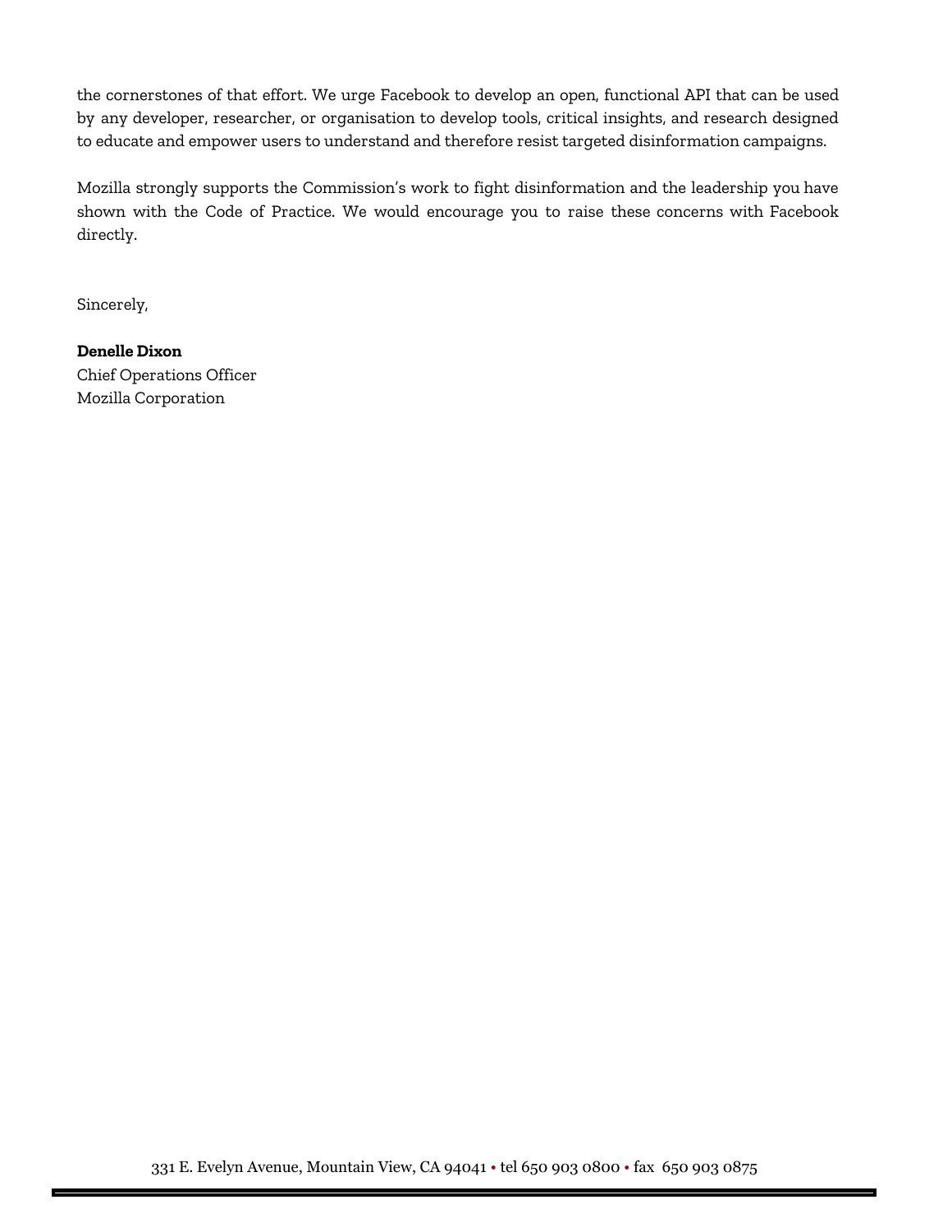the cornerstones of that effort. We urge Facebook to develop an open, functional API that can be used by any developer, researcher, or organisation to develop tools, critical insights, and research designed to educate and empower users to understand and therefore resist targeted disinformation campaigns.

Mozilla strongly supports the Commission's work to fight disinformation and the leadership you have shown with the Code of Practice. We would encourage you to raise these concerns with Facebook directly.

Sincerely,

**Denelle Dixon**
Chief Operations Officer
Mozilla Corporation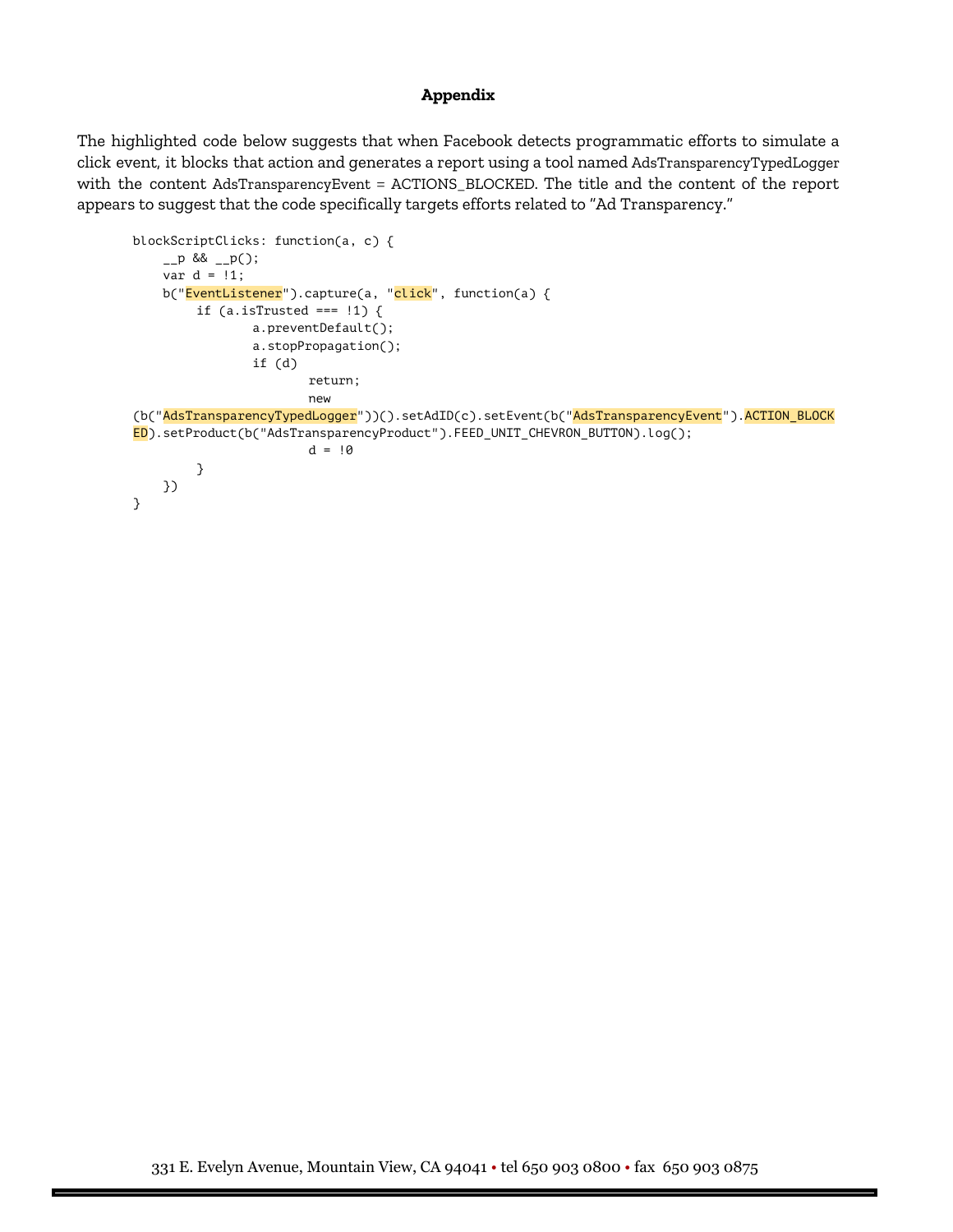## Appendix

The highlighted code below suggests that when Facebook detects programmatic efforts to simulate a click event, it blocks that action and generates a report using a tool named AdsTransparencyTypedLogger with the content AdsTransparencyEvent = ACTIONS_BLOCKED. The title and the content of the report appears to suggest that the code specifically targets efforts related to "Ad Transparency."

```
blockScriptClicks: function(a, c) {
    __p && __p();
    var d = !1;
    b("EventListener").capture(a, "click", function(a) {
        if (a.isTrusted === !1) {
            a.preventDefault();
            a.stopPropagation();
            if (d)
                return;
            new
(b("AdsTransparencyTypedLogger"))().setAdID(c).setEvent(b("AdsTransparencyEvent").ACTION_BLOCKED).setProduct(b("AdsTransparencyProduct").FEED_UNIT_CHEVRON_BUTTON).log();
            d = !0
        }
    })
}
```